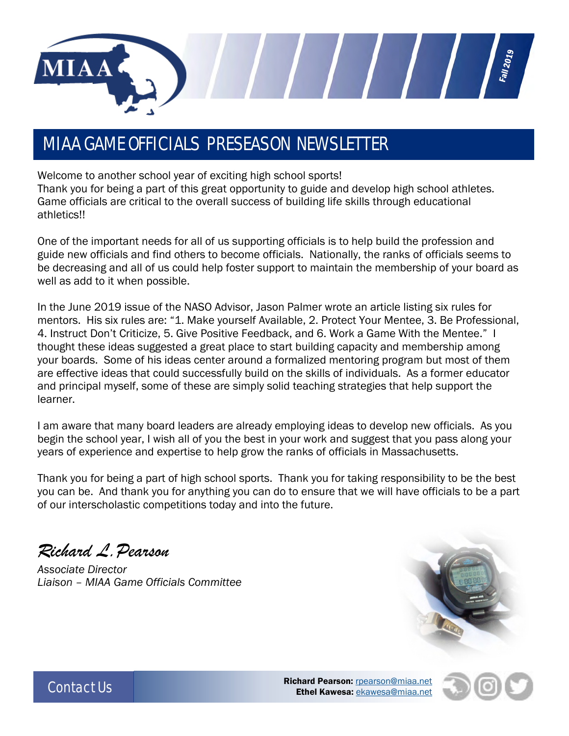MIAA

*Fall 2019*

# MIAA GAME OFFICIALS PRESEASON NEWSLETTER

Welcome to another school year of exciting high school sports!
Thank you for being a part of this great opportunity to guide and develop high school athletes. Game officials are critical to the overall success of building life skills through educational athletics!!

One of the important needs for all of us supporting officials is to help build the profession and guide new officials and find others to become officials. Nationally, the ranks of officials seems to be decreasing and all of us could help foster support to maintain the membership of your board as well as add to it when possible.

In the June 2019 issue of the NASO Advisor, Jason Palmer wrote an article listing six rules for mentors. His six rules are: "1. Make yourself Available, 2. Protect Your Mentee, 3. Be Professional, 4. Instruct Don't Criticize, 5. Give Positive Feedback, and 6. Work a Game With the Mentee." I thought these ideas suggested a great place to start building capacity and membership among your boards. Some of his ideas center around a formalized mentoring program but most of them are effective ideas that could successfully build on the skills of individuals. As a former educator and principal myself, some of these are simply solid teaching strategies that help support the learner.

I am aware that many board leaders are already employing ideas to develop new officials. As you begin the school year, I wish all of you the best in your work and suggest that you pass along your years of experience and expertise to help grow the ranks of officials in Massachusetts.

Thank you for being a part of high school sports. Thank you for taking responsibility to be the best you can be. And thank you for anything you can do to ensure that we will have officials to be a part of our interscholastic competitions today and into the future.

*Richard L. Pearson*

*Associate Director*
*Liaison – MIAA Game Officials Committee*

## Contact Us

**Richard Pearson:** rpearson@miaa.net
**Ethel Kawesa:** ekawesa@miaa.net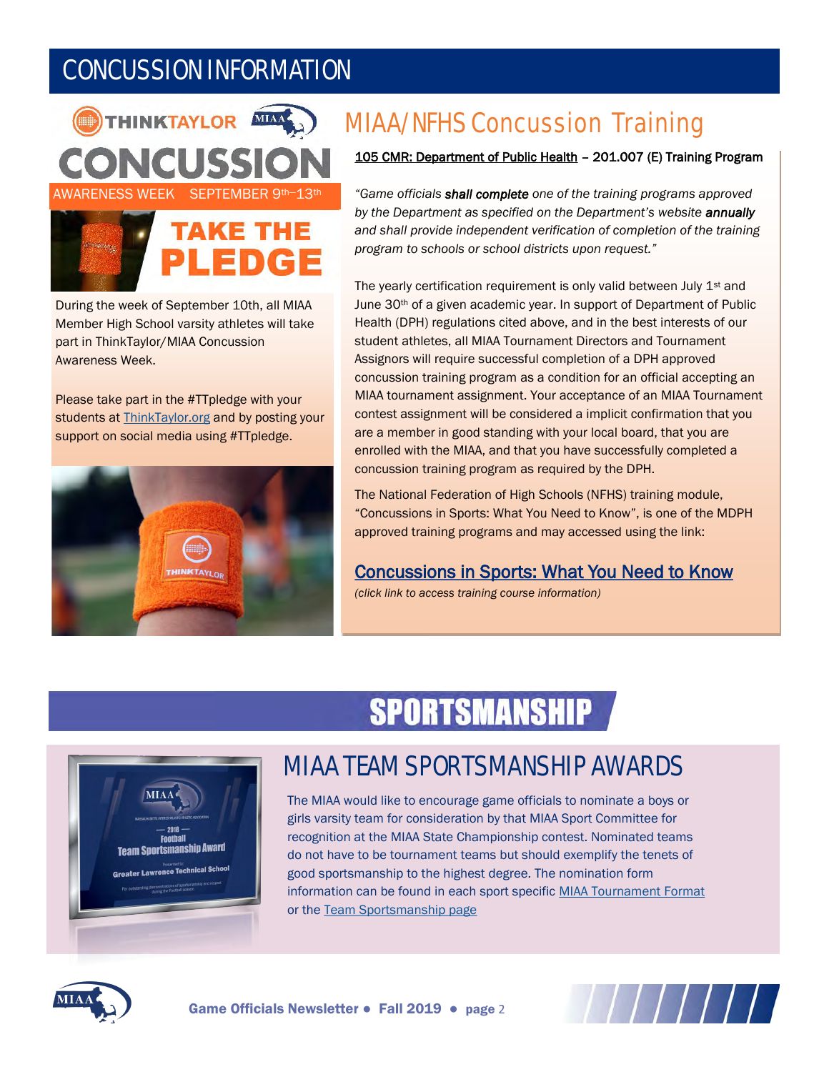# CONCUSSION INFORMATION

THINKTAYLOR MIAA

**CONCUSSION**

AWARENESS WEEK SEPTEMBER 9th–13th

**TAKE THE PLEDGE**

During the week of September 10th, all MIAA Member High School varsity athletes will take part in ThinkTaylor/MIAA Concussion Awareness Week.

Please take part in the #TTpledge with your students at ThinkTaylor.org and by posting your support on social media using #TTpledge.

## MIAA/NFHS Concussion Training

**105 CMR: Department of Public Health – 201.007 (E) Training Program**

*"Game officials **shall complete** one of the training programs approved by the Department as specified on the Department's website **annually** and shall provide independent verification of completion of the training program to schools or school districts upon request."*

The yearly certification requirement is only valid between July 1st and June 30th of a given academic year. In support of Department of Public Health (DPH) regulations cited above, and in the best interests of our student athletes, all MIAA Tournament Directors and Tournament Assignors will require successful completion of a DPH approved concussion training program as a condition for an official accepting an MIAA tournament assignment. Your acceptance of an MIAA Tournament contest assignment will be considered a implicit confirmation that you are a member in good standing with your local board, that you are enrolled with the MIAA, and that you have successfully completed a concussion training program as required by the DPH.

The National Federation of High Schools (NFHS) training module, "Concussions in Sports: What You Need to Know", is one of the MDPH approved training programs and may accessed using the link:

**Concussions in Sports: What You Need to Know**

*(click link to access training course information)*

# SPORTSMANSHIP

## MIAA TEAM SPORTSMANSHIP AWARDS

The MIAA would like to encourage game officials to nominate a boys or girls varsity team for consideration by that MIAA Sport Committee for recognition at the MIAA State Championship contest. Nominated teams do not have to be tournament teams but should exemplify the tenets of good sportsmanship to the highest degree. The nomination form information can be found in each sport specific MIAA Tournament Format or the Team Sportsmanship page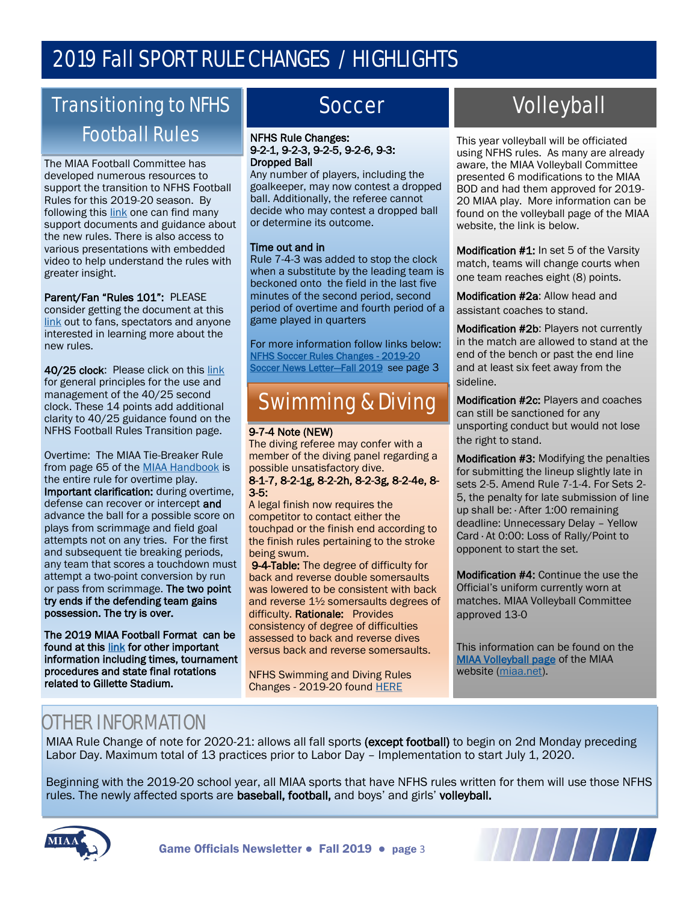# 2019 Fall SPORT RULE CHANGES / HIGHLIGHTS

## Transitioning to NFHS Football Rules

The MIAA Football Committee has developed numerous resources to support the transition to NFHS Football Rules for this 2019-20 season. By following this link one can find many support documents and guidance about the new rules. There is also access to various presentations with embedded video to help understand the rules with greater insight.

**Parent/Fan "Rules 101":** PLEASE consider getting the document at this link out to fans, spectators and anyone interested in learning more about the new rules.

**40/25 clock**: Please click on this link for general principles for the use and management of the 40/25 second clock. These 14 points add additional clarity to 40/25 guidance found on the NFHS Football Rules Transition page.

Overtime: The MIAA Tie-Breaker Rule from page 65 of the MIAA Handbook is the entire rule for overtime play. **Important clarification:** during overtime, defense can recover or intercept **and** advance the ball for a possible score on plays from scrimmage and field goal attempts not on any tries. For the first and subsequent tie breaking periods, any team that scores a touchdown must attempt a two-point conversion by run or pass from scrimmage. **The two point try ends if the defending team gains possession. The try is over.**

**The 2019 MIAA Football Format can be found at this link for other important information including times, tournament procedures and state final rotations related to Gillette Stadium.**

## Soccer

**NFHS Rule Changes:**
**9-2-1, 9-2-3, 9-2-5, 9-2-6, 9-3:**
**Dropped Ball**
Any number of players, including the goalkeeper, may now contest a dropped ball. Additionally, the referee cannot decide who may contest a dropped ball or determine its outcome.

**Time out and in**
Rule 7-4-3 was added to stop the clock when a substitute by the leading team is beckoned onto the field in the last five minutes of the second period, second period of overtime and fourth period of a game played in quarters

For more information follow links below:
NFHS Soccer Rules Changes - 2019-20
Soccer News Letter—Fall 2019 see page 3

## Swimming & Diving

**9-7-4 Note (NEW)**
The diving referee may confer with a member of the diving panel regarding a possible unsatisfactory dive.
**8-1-7, 8-2-1g, 8-2-2h, 8-2-3g, 8-2-4e, 8-3-5:**
A legal finish now requires the competitor to contact either the touchpad or the finish end according to the finish rules pertaining to the stroke being swum.
**9-4-Table:** The degree of difficulty for back and reverse double somersaults was lowered to be consistent with back and reverse 1½ somersaults degrees of difficulty. **Rationale:** Provides consistency of degree of difficulties assessed to back and reverse dives versus back and reverse somersaults.

NFHS Swimming and Diving Rules Changes - 2019-20 found HERE

## Volleyball

This year volleyball will be officiated using NFHS rules. As many are already aware, the MIAA Volleyball Committee presented 6 modifications to the MIAA BOD and had them approved for 2019-20 MIAA play. More information can be found on the volleyball page of the MIAA website, the link is below.

**Modification #1:** In set 5 of the Varsity match, teams will change courts when one team reaches eight (8) points.

**Modification #2a**: Allow head and assistant coaches to stand.

**Modification #2b**: Players not currently in the match are allowed to stand at the end of the bench or past the end line and at least six feet away from the sideline.

**Modification #2c:** Players and coaches can still be sanctioned for any unsporting conduct but would not lose the right to stand.

**Modification #3:** Modifying the penalties for submitting the lineup slightly late in sets 2-5. Amend Rule 7-1-4. For Sets 2-5, the penalty for late submission of line up shall be: · After 1:00 remaining deadline: Unnecessary Delay – Yellow Card · At 0:00: Loss of Rally/Point to opponent to start the set.

**Modification #4:** Continue the use the Official's uniform currently worn at matches. MIAA Volleyball Committee approved 13-0

This information can be found on the MIAA Volleyball page of the MIAA website (miaa.net).

## OTHER INFORMATION

MIAA Rule Change of note for 2020-21: allows all fall sports **(except football)** to begin on 2nd Monday preceding Labor Day. Maximum total of 13 practices prior to Labor Day – Implementation to start July 1, 2020.

Beginning with the 2019-20 school year, all MIAA sports that have NFHS rules written for them will use those NFHS rules. The newly affected sports are **baseball, football,** and boys' and girls' **volleyball.**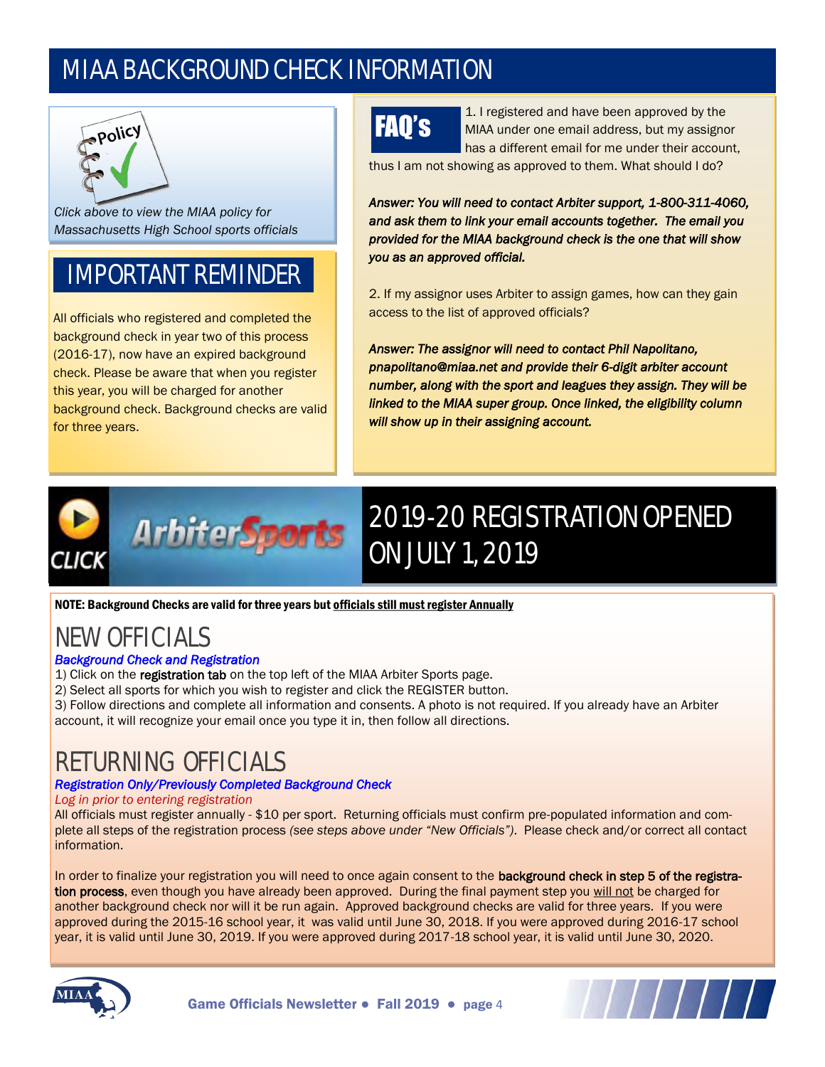# MIAA BACKGROUND CHECK INFORMATION

*Click above to view the MIAA policy for Massachusetts High School sports officials*

## IMPORTANT REMINDER

All officials who registered and completed the background check in year two of this process (2016-17), now have an expired background check. Please be aware that when you register this year, you will be charged for another background check. Background checks are valid for three years.

## FAQ's

1. I registered and have been approved by the MIAA under one email address, but my assignor has a different email for me under their account, thus I am not showing as approved to them. What should I do?

***Answer: You will need to contact Arbiter support, 1-800-311-4060, and ask them to link your email accounts together. The email you provided for the MIAA background check is the one that will show you as an approved official.***

2. If my assignor uses Arbiter to assign games, how can they gain access to the list of approved officials?

***Answer: The assignor will need to contact Phil Napolitano, pnapolitano@miaa.net and provide their 6-digit arbiter account number, along with the sport and leagues they assign. They will be linked to the MIAA super group. Once linked, the eligibility column will show up in their assigning account.***

## 2019-20 REGISTRATION OPENED ON JULY 1, 2019

**NOTE: Background Checks are valid for three years but <u>officials still must register Annually</u>**

## NEW OFFICIALS

*Background Check and Registration*

1) Click on the **registration tab** on the top left of the MIAA Arbiter Sports page.
2) Select all sports for which you wish to register and click the REGISTER button.
3) Follow directions and complete all information and consents. A photo is not required. If you already have an Arbiter account, it will recognize your email once you type it in, then follow all directions.

## RETURNING OFFICIALS

*Registration Only/Previously Completed Background Check*

*Log in prior to entering registration*

All officials must register annually - $10 per sport. Returning officials must confirm pre-populated information and complete all steps of the registration process *(see steps above under "New Officials")*. Please check and/or correct all contact information.

In order to finalize your registration you will need to once again consent to the **background check in step 5 of the registration process**, even though you have already been approved. During the final payment step you <u>will not</u> be charged for another background check nor will it be run again. Approved background checks are valid for three years. If you were approved during the 2015-16 school year, it was valid until June 30, 2018. If you were approved during 2016-17 school year, it is valid until June 30, 2019. If you were approved during 2017-18 school year, it is valid until June 30, 2020.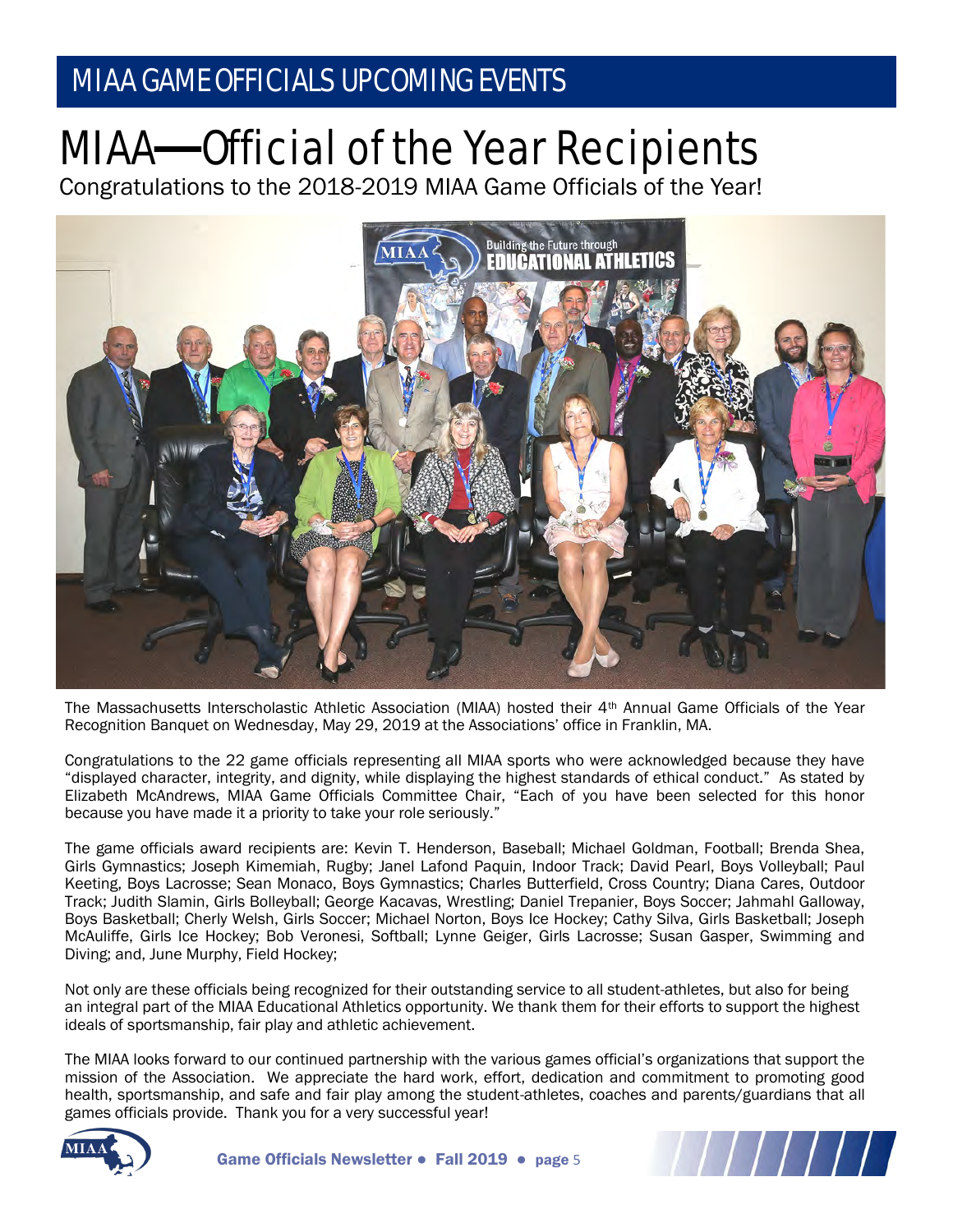## MIAA GAME OFFICIALS UPCOMING EVENTS

# MIAA—Official of the Year Recipients

Congratulations to the 2018-2019 MIAA Game Officials of the Year!

The Massachusetts Interscholastic Athletic Association (MIAA) hosted their 4th Annual Game Officials of the Year Recognition Banquet on Wednesday, May 29, 2019 at the Associations' office in Franklin, MA.

Congratulations to the 22 game officials representing all MIAA sports who were acknowledged because they have "displayed character, integrity, and dignity, while displaying the highest standards of ethical conduct." As stated by Elizabeth McAndrews, MIAA Game Officials Committee Chair, "Each of you have been selected for this honor because you have made it a priority to take your role seriously."

The game officials award recipients are: Kevin T. Henderson, Baseball; Michael Goldman, Football; Brenda Shea, Girls Gymnastics; Joseph Kimemiah, Rugby; Janel Lafond Paquin, Indoor Track; David Pearl, Boys Volleyball; Paul Keeting, Boys Lacrosse; Sean Monaco, Boys Gymnastics; Charles Butterfield, Cross Country; Diana Cares, Outdoor Track; Judith Slamin, Girls Bolleyball; George Kacavas, Wrestling; Daniel Trepanier, Boys Soccer; Jahmahl Galloway, Boys Basketball; Cherly Welsh, Girls Soccer; Michael Norton, Boys Ice Hockey; Cathy Silva, Girls Basketball; Joseph McAuliffe, Girls Ice Hockey; Bob Veronesi, Softball; Lynne Geiger, Girls Lacrosse; Susan Gasper, Swimming and Diving; and, June Murphy, Field Hockey;

Not only are these officials being recognized for their outstanding service to all student-athletes, but also for being an integral part of the MIAA Educational Athletics opportunity. We thank them for their efforts to support the highest ideals of sportsmanship, fair play and athletic achievement.

The MIAA looks forward to our continued partnership with the various games official's organizations that support the mission of the Association. We appreciate the hard work, effort, dedication and commitment to promoting good health, sportsmanship, and safe and fair play among the student-athletes, coaches and parents/guardians that all games officials provide. Thank you for a very successful year!